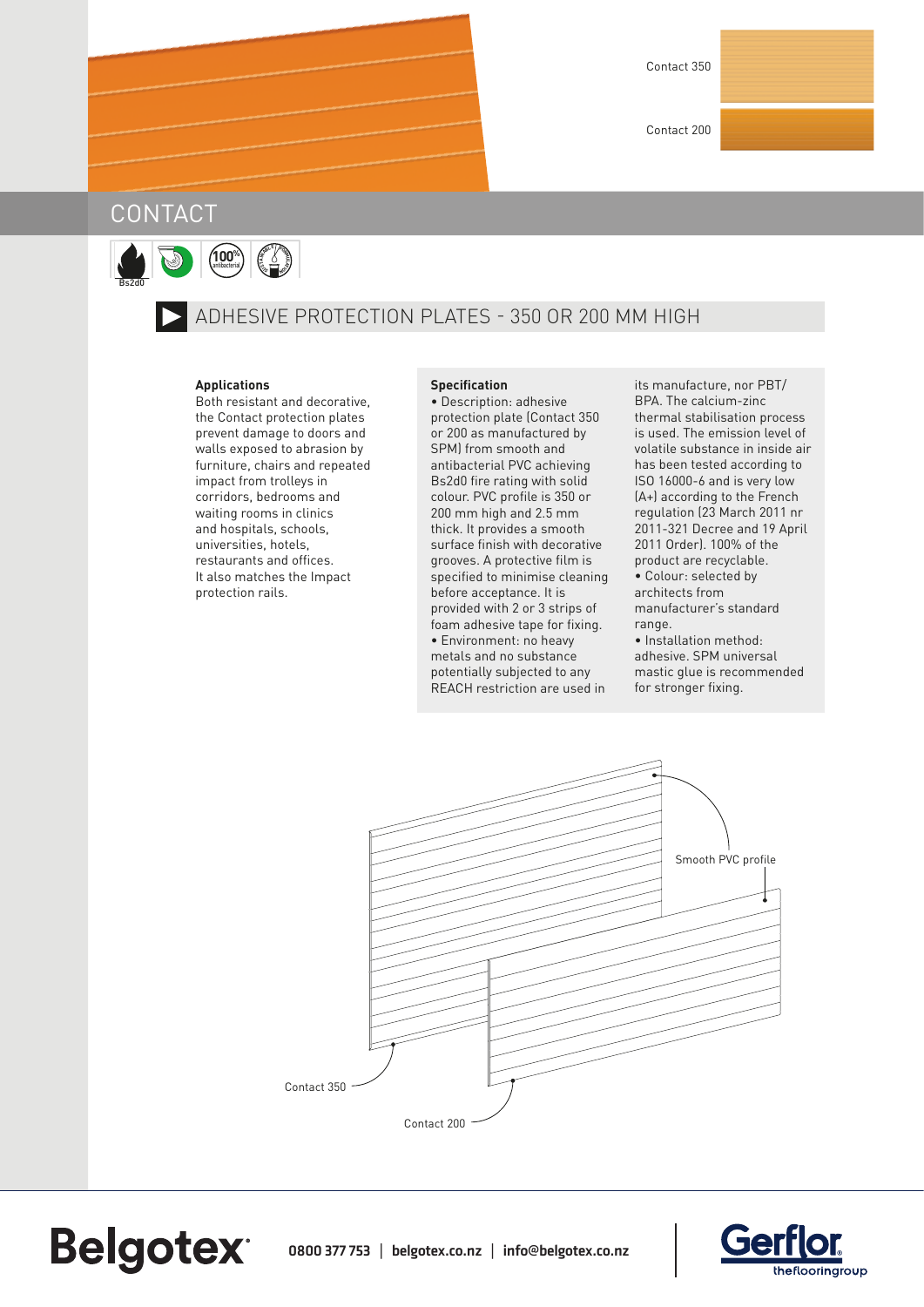Contact 350

Contact 200

# CONTACT

Bs2d0

## ADHESIVE PROTECTION PLATES - 350 OR 200 MM HIGH

**Applications**

Both resistant and decorative, the Contact protection plates prevent damage to doors and walls exposed to abrasion by furniture, chairs and repeated impact from trolleys in corridors, bedrooms and waiting rooms in clinics and hospitals, schools, universities, hotels, restaurants and offices. It also matches the Impact protection rails.

**Specification**

- Description: adhesive protection plate (Contact 350 or 200 as manufactured by SPM) from smooth and antibacterial PVC achieving Bs2d0 fire rating with solid colour. PVC profile is 350 or 200 mm high and 2.5 mm thick. It provides a smooth surface finish with decorative grooves. A protective film is specified to minimise cleaning before acceptance. It is provided with 2 or 3 strips of foam adhesive tape for fixing.
- Environment: no heavy metals and no substance potentially subjected to any REACH restriction are used in its manufacture, nor PBT/BPA. The calcium-zinc thermal stabilisation process is used. The emission level of volatile substance in inside air has been tested according to ISO 16000-6 and is very low (A+) according to the French regulation (23 March 2011 nr 2011-321 Decree and 19 April 2011 Order). 100% of the product are recyclable.
- Colour: selected by architects from manufacturer's standard range.
- Installation method: adhesive. SPM universal mastic glue is recommended for stronger fixing.

Smooth PVC profile

Contact 350

Contact 200

**Belgotex** 0800 377 753 | belgotex.co.nz | info@belgotex.co.nz

Gerflor theflooringroup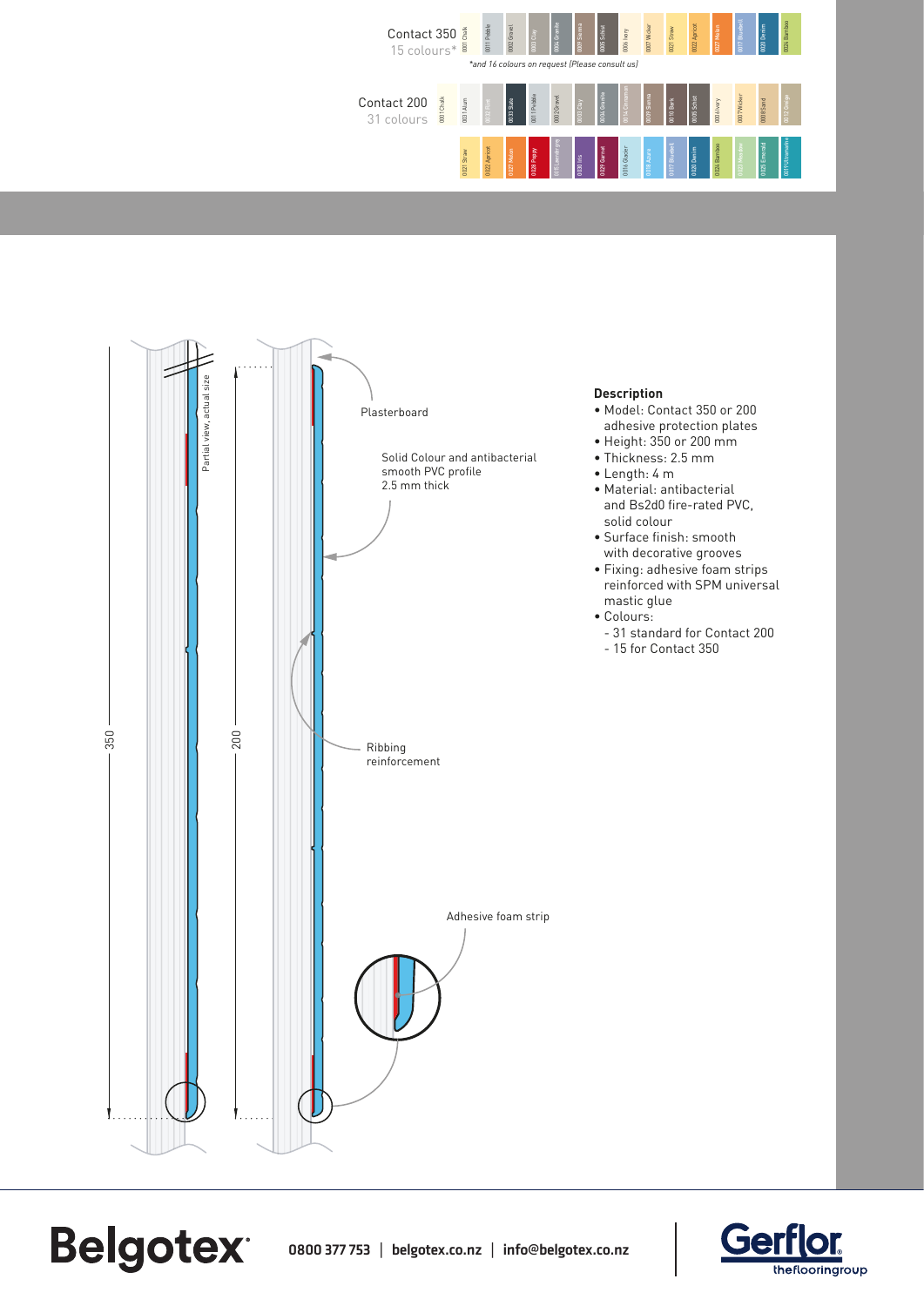Contact 350
15 colours*

0001 Chalk | 0011 Pebble | 0002 Gravel | 0003 Clay | 0004 Granite | 0009 Sienna | 0005 Schist | 0006 Ivory | 0007 Wicker | 0021 Straw | 0022 Apricot | 0027 Melon | 0017 Bluebell | 0020 Denim | 0024 Bamboo

*and 16 colours on request (Please consult us)

Contact 200
31 colours

0001 Chalk | 0031 Alum | 0032 Slate | 0033 Sata | 0011 Pebble | 0002 Gravel | 0003 Clay | 0004 Granite | 0014 Cinnamon | 0009 Sienna | 0010 Bark | 0005 Schist | 0006 Ivory | 0007 Wicker | 0008 Sand | 0012 Greige

0021 Straw | 0022 Apricot | 0027 Melon | 0028 Poppy | 0015 Lavender | 0030 Iris | 0029 Garnet | 0016 Glacier | 0018 Azure | 0017 Bluebell | 0020 Denim | 0024 Bamboo | 0023 Meadow | 0025 Emerald | 0019 Ultramarine

Partial view, actual size

350

200

Plasterboard

Solid Colour and antibacterial smooth PVC profile 2.5 mm thick

Ribbing reinforcement

Adhesive foam strip

**Description**

- Model: Contact 350 or 200 adhesive protection plates
- Height: 350 or 200 mm
- Thickness: 2.5 mm
- Length: 4 m
- Material: antibacterial and Bs2d0 fire-rated PVC, solid colour
- Surface finish: smooth with decorative grooves
- Fixing: adhesive foam strips reinforced with SPM universal mastic glue
- Colours:
  - 31 standard for Contact 200
  - 15 for Contact 350

Belgotex

0800 377 753 | belgotex.co.nz | info@belgotex.co.nz

Gerflor theflooringroup